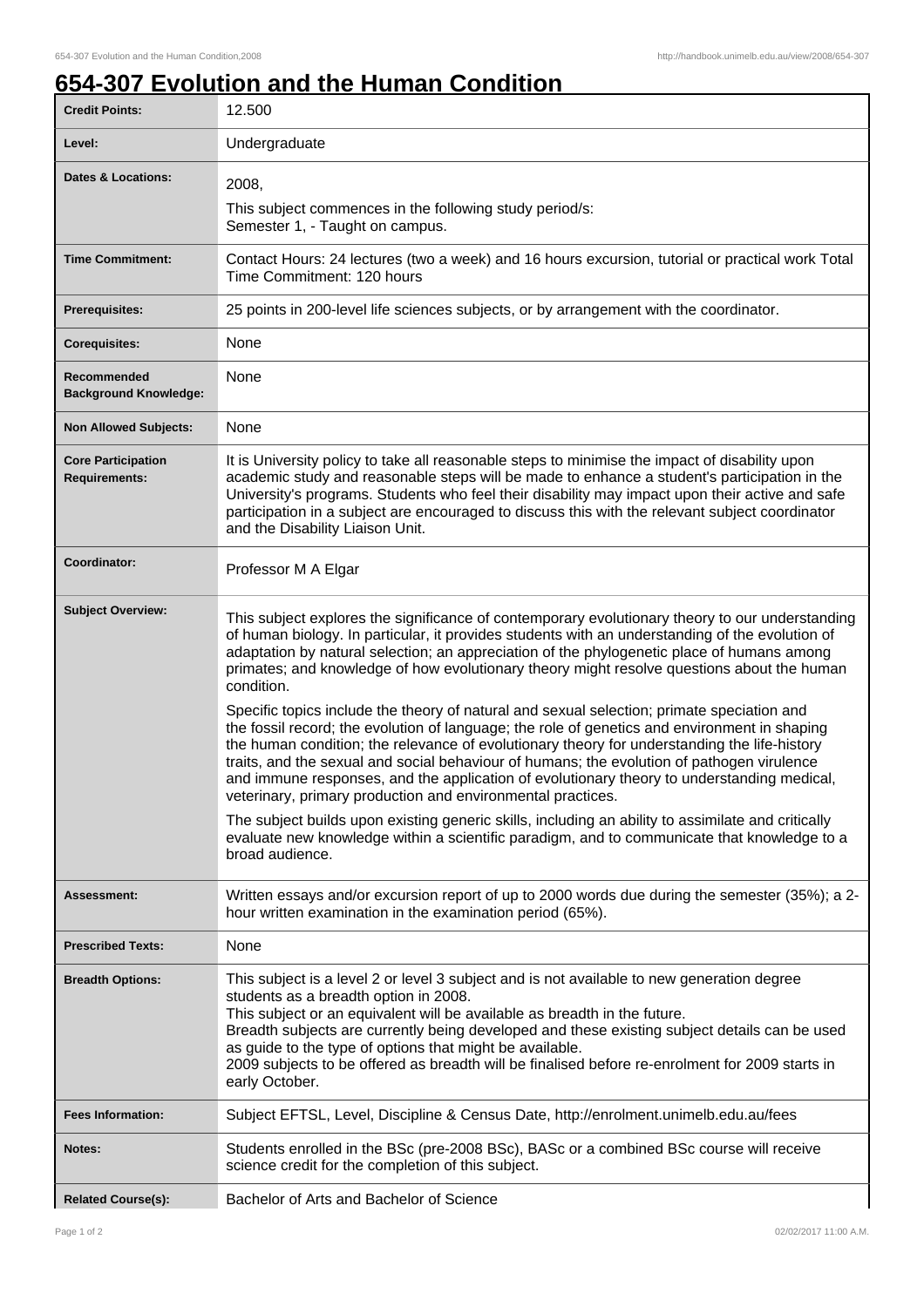# 654-307 Evolution and the Human Condition

| Credit Points: | 12.500 |
| --- | --- |
| Level: | Undergraduate |
| Dates & Locations: | 2008,<br>This subject commences in the following study period/s:<br>Semester 1, - Taught on campus. |
| Time Commitment: | Contact Hours: 24 lectures (two a week) and 16 hours excursion, tutorial or practical work Total Time Commitment: 120 hours |
| Prerequisites: | 25 points in 200-level life sciences subjects, or by arrangement with the coordinator. |
| Corequisites: | None |
| Recommended Background Knowledge: | None |
| Non Allowed Subjects: | None |
| Core Participation Requirements: | It is University policy to take all reasonable steps to minimise the impact of disability upon academic study and reasonable steps will be made to enhance a student's participation in the University's programs. Students who feel their disability may impact upon their active and safe participation in a subject are encouraged to discuss this with the relevant subject coordinator and the Disability Liaison Unit. |
| Coordinator: | Professor M A Elgar |
| Subject Overview: | This subject explores the significance of contemporary evolutionary theory to our understanding of human biology. In particular, it provides students with an understanding of the evolution of adaptation by natural selection; an appreciation of the phylogenetic place of humans among primates; and knowledge of how evolutionary theory might resolve questions about the human condition.<br>Specific topics include the theory of natural and sexual selection; primate speciation and the fossil record; the evolution of language; the role of genetics and environment in shaping the human condition; the relevance of evolutionary theory for understanding the life-history traits, and the sexual and social behaviour of humans; the evolution of pathogen virulence and immune responses, and the application of evolutionary theory to understanding medical, veterinary, primary production and environmental practices.<br>The subject builds upon existing generic skills, including an ability to assimilate and critically evaluate new knowledge within a scientific paradigm, and to communicate that knowledge to a broad audience. |
| Assessment: | Written essays and/or excursion report of up to 2000 words due during the semester (35%); a 2-hour written examination in the examination period (65%). |
| Prescribed Texts: | None |
| Breadth Options: | This subject is a level 2 or level 3 subject and is not available to new generation degree students as a breadth option in 2008.<br>This subject or an equivalent will be available as breadth in the future.<br>Breadth subjects are currently being developed and these existing subject details can be used as guide to the type of options that might be available.<br>2009 subjects to be offered as breadth will be finalised before re-enrolment for 2009 starts in early October. |
| Fees Information: | Subject EFTSL, Level, Discipline & Census Date, http://enrolment.unimelb.edu.au/fees |
| Notes: | Students enrolled in the BSc (pre-2008 BSc), BASc or a combined BSc course will receive science credit for the completion of this subject. |
| Related Course(s): | Bachelor of Arts and Bachelor of Science |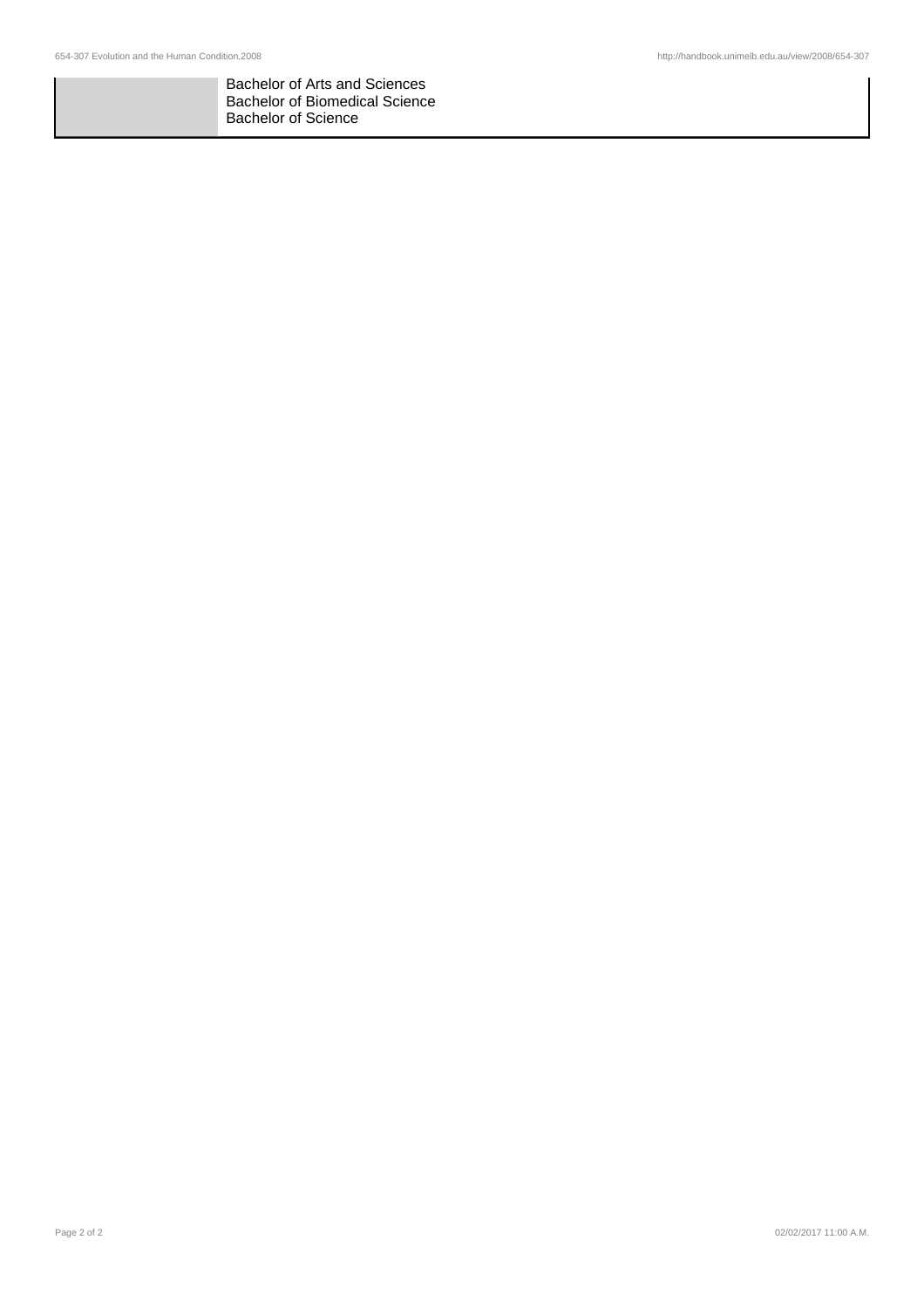| | |
|---|---|
| | Bachelor of Arts and Sciences<br>Bachelor of Biomedical Science<br>Bachelor of Science |